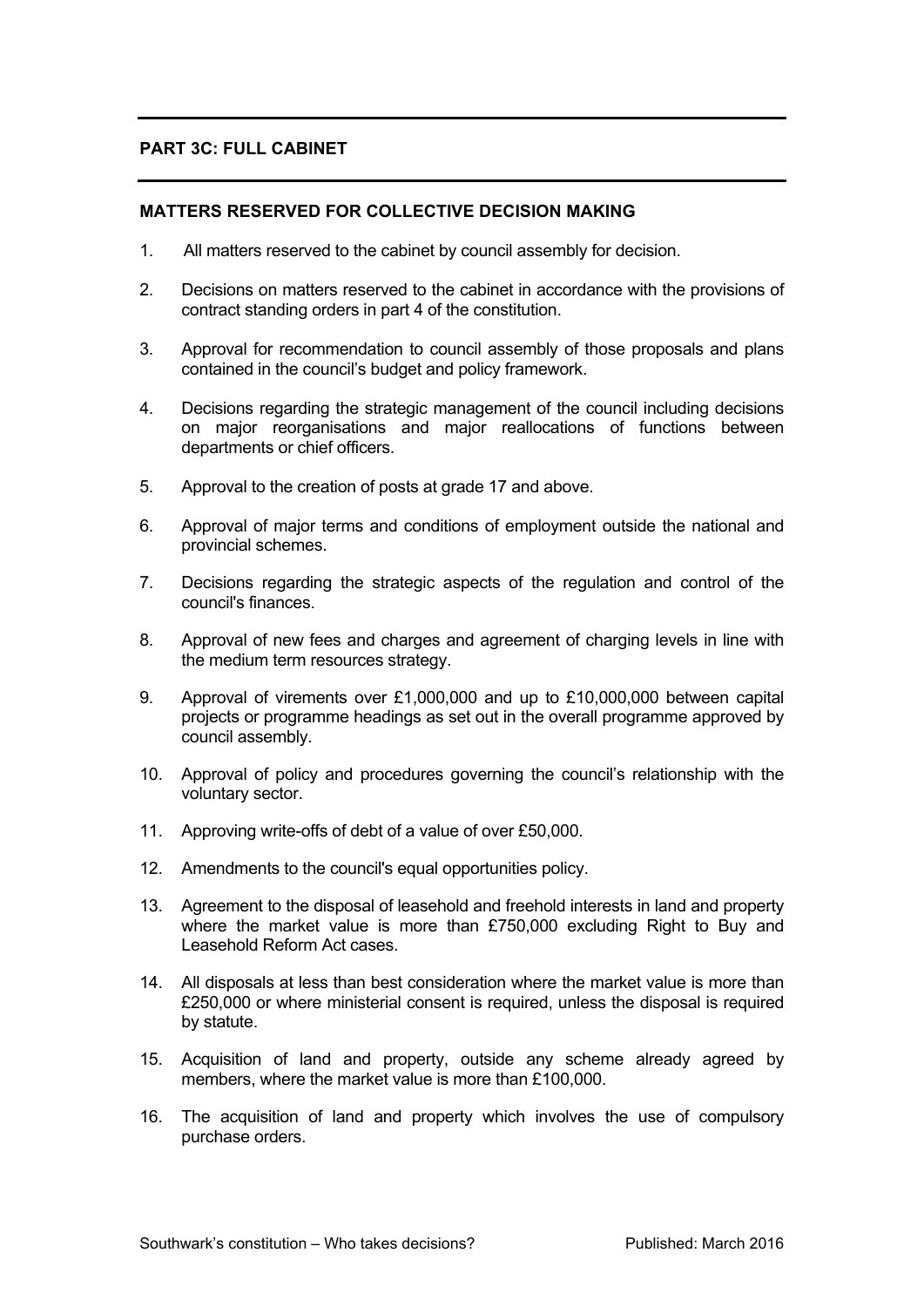## PART 3C: FULL CABINET

### MATTERS RESERVED FOR COLLECTIVE DECISION MAKING

1. All matters reserved to the cabinet by council assembly for decision.

2. Decisions on matters reserved to the cabinet in accordance with the provisions of contract standing orders in part 4 of the constitution.

3. Approval for recommendation to council assembly of those proposals and plans contained in the council's budget and policy framework.

4. Decisions regarding the strategic management of the council including decisions on major reorganisations and major reallocations of functions between departments or chief officers.

5. Approval to the creation of posts at grade 17 and above.

6. Approval of major terms and conditions of employment outside the national and provincial schemes.

7. Decisions regarding the strategic aspects of the regulation and control of the council's finances.

8. Approval of new fees and charges and agreement of charging levels in line with the medium term resources strategy.

9. Approval of virements over £1,000,000 and up to £10,000,000 between capital projects or programme headings as set out in the overall programme approved by council assembly.

10. Approval of policy and procedures governing the council's relationship with the voluntary sector.

11. Approving write-offs of debt of a value of over £50,000.

12. Amendments to the council's equal opportunities policy.

13. Agreement to the disposal of leasehold and freehold interests in land and property where the market value is more than £750,000 excluding Right to Buy and Leasehold Reform Act cases.

14. All disposals at less than best consideration where the market value is more than £250,000 or where ministerial consent is required, unless the disposal is required by statute.

15. Acquisition of land and property, outside any scheme already agreed by members, where the market value is more than £100,000.

16. The acquisition of land and property which involves the use of compulsory purchase orders.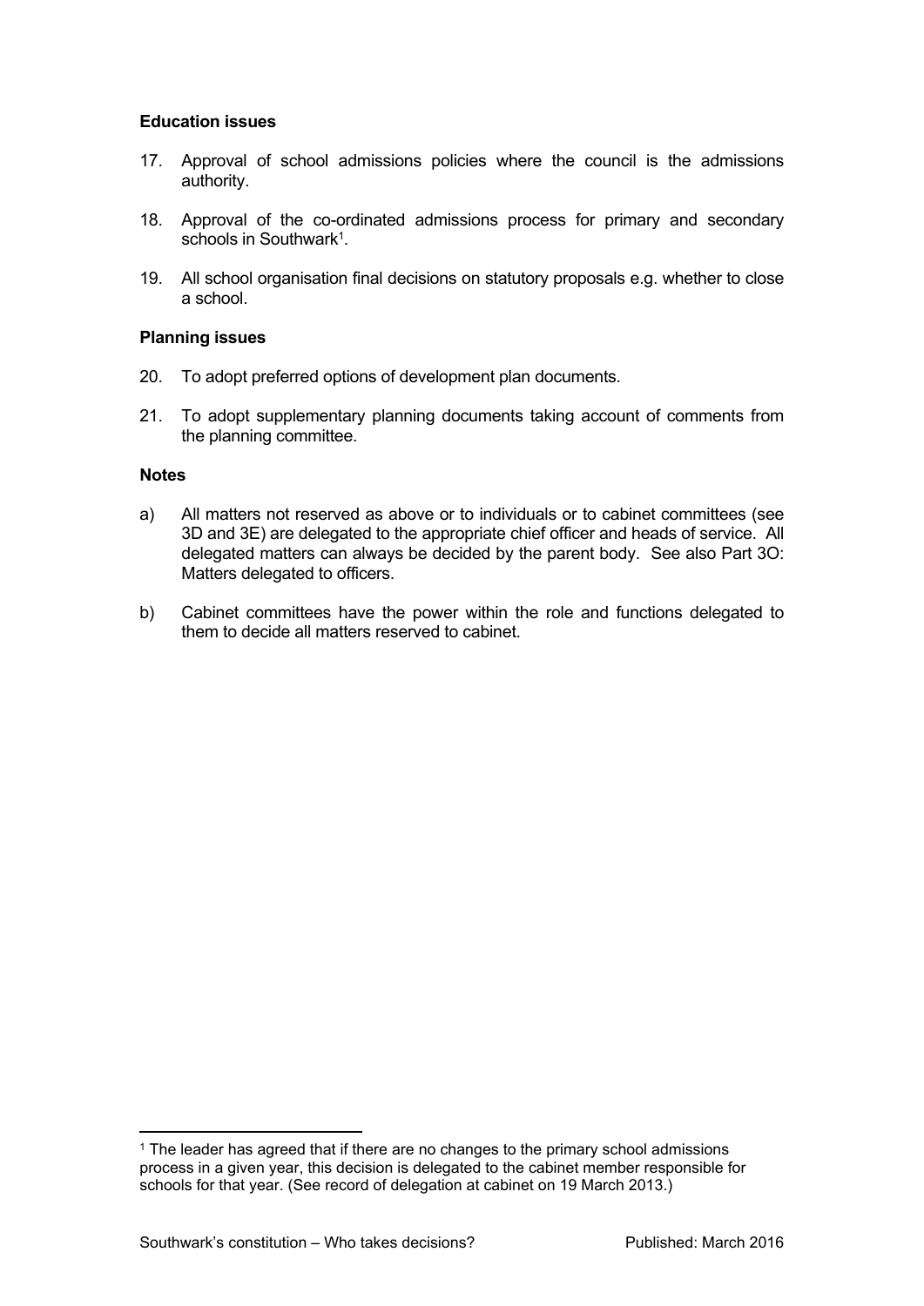**Education issues**

17. Approval of school admissions policies where the council is the admissions authority.

18. Approval of the co-ordinated admissions process for primary and secondary schools in Southwark[1].

19. All school organisation final decisions on statutory proposals e.g. whether to close a school.

**Planning issues**

20. To adopt preferred options of development plan documents.

21. To adopt supplementary planning documents taking account of comments from the planning committee.

**Notes**

a) All matters not reserved as above or to individuals or to cabinet committees (see 3D and 3E) are delegated to the appropriate chief officer and heads of service. All delegated matters can always be decided by the parent body. See also Part 3O: Matters delegated to officers.

b) Cabinet committees have the power within the role and functions delegated to them to decide all matters reserved to cabinet.

[1] The leader has agreed that if there are no changes to the primary school admissions process in a given year, this decision is delegated to the cabinet member responsible for schools for that year. (See record of delegation at cabinet on 19 March 2013.)